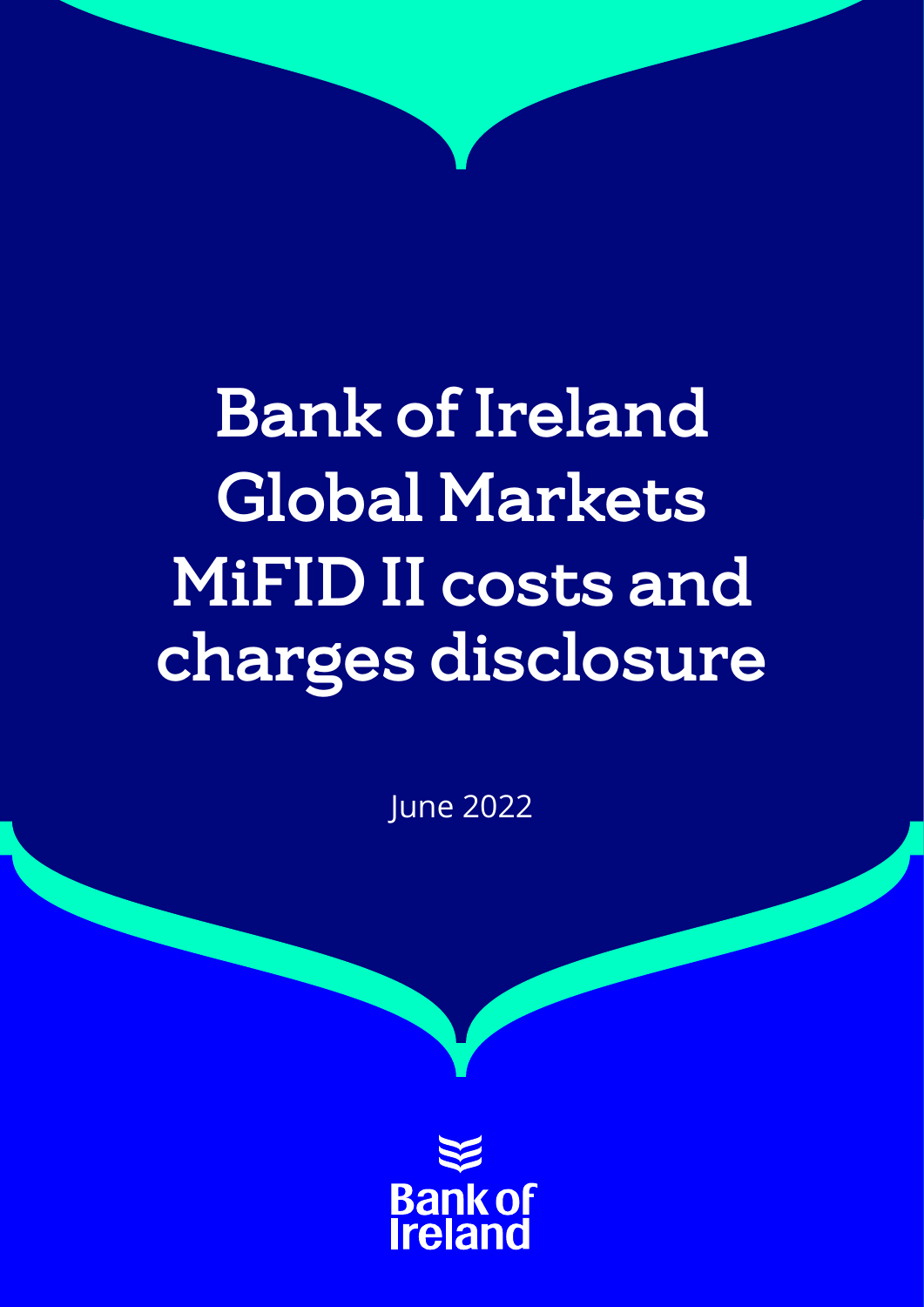# Bank of Ireland Global Markets MiFID II costs and charges disclosure

June 2022

Bank of Ireland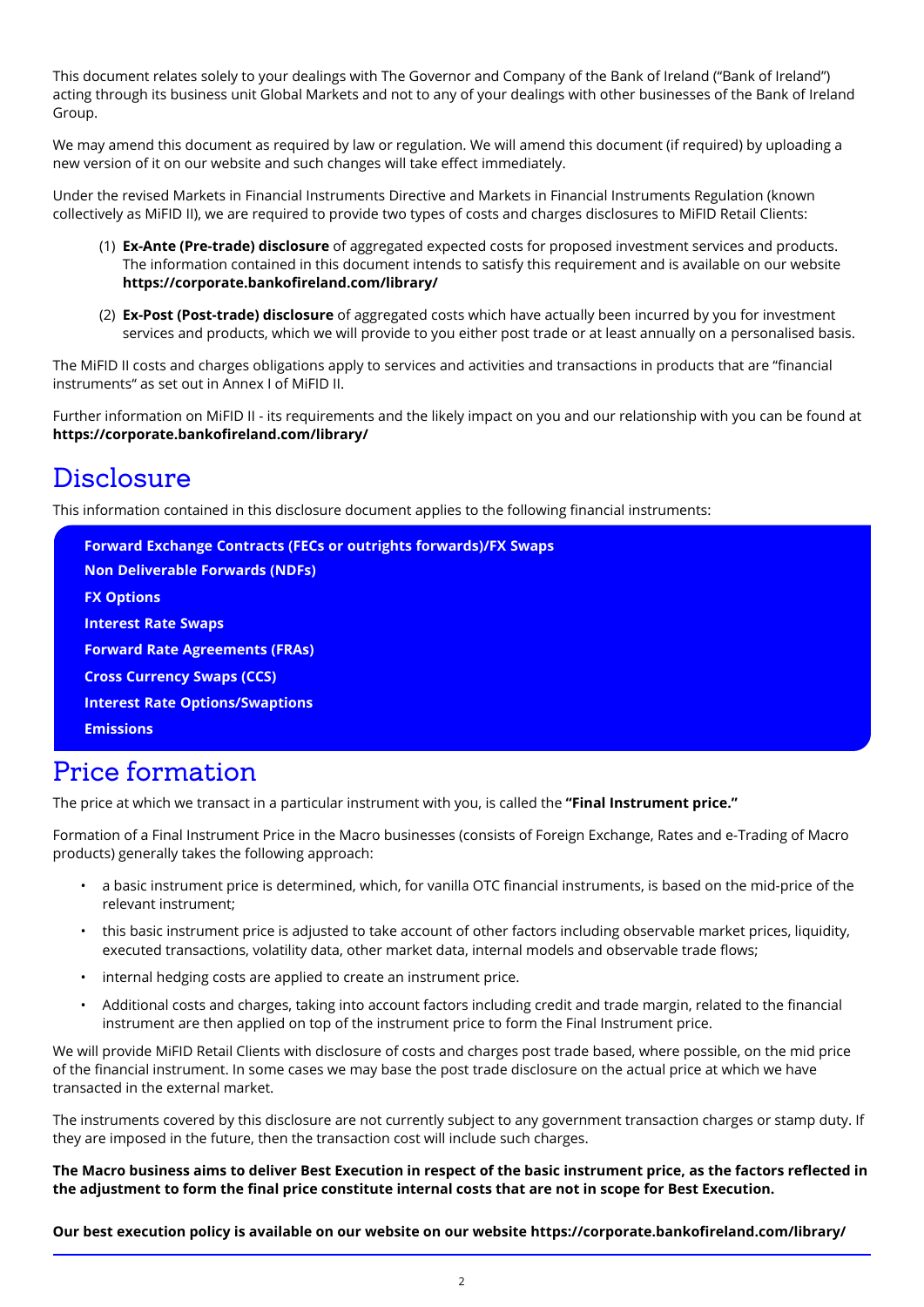This document relates solely to your dealings with The Governor and Company of the Bank of Ireland ("Bank of Ireland") acting through its business unit Global Markets and not to any of your dealings with other businesses of the Bank of Ireland Group.

We may amend this document as required by law or regulation. We will amend this document (if required) by uploading a new version of it on our website and such changes will take effect immediately.

Under the revised Markets in Financial Instruments Directive and Markets in Financial Instruments Regulation (known collectively as MiFID II), we are required to provide two types of costs and charges disclosures to MiFID Retail Clients:

(1) **Ex-Ante (Pre-trade) disclosure** of aggregated expected costs for proposed investment services and products. The information contained in this document intends to satisfy this requirement and is available on our website **https://corporate.bankofireland.com/library/**

(2) **Ex-Post (Post-trade) disclosure** of aggregated costs which have actually been incurred by you for investment services and products, which we will provide to you either post trade or at least annually on a personalised basis.

The MiFID II costs and charges obligations apply to services and activities and transactions in products that are "financial instruments" as set out in Annex I of MiFID II.

Further information on MiFID II - its requirements and the likely impact on you and our relationship with you can be found at **https://corporate.bankofireland.com/library/**

# Disclosure

This information contained in this disclosure document applies to the following financial instruments:

**Forward Exchange Contracts (FECs or outrights forwards)/FX Swaps**
**Non Deliverable Forwards (NDFs)**
**FX Options**
**Interest Rate Swaps**
**Forward Rate Agreements (FRAs)**
**Cross Currency Swaps (CCS)**
**Interest Rate Options/Swaptions**
**Emissions**

# Price formation

The price at which we transact in a particular instrument with you, is called the **"Final Instrument price."**

Formation of a Final Instrument Price in the Macro businesses (consists of Foreign Exchange, Rates and e-Trading of Macro products) generally takes the following approach:

- a basic instrument price is determined, which, for vanilla OTC financial instruments, is based on the mid-price of the relevant instrument;
- this basic instrument price is adjusted to take account of other factors including observable market prices, liquidity, executed transactions, volatility data, other market data, internal models and observable trade flows;
- internal hedging costs are applied to create an instrument price.
- Additional costs and charges, taking into account factors including credit and trade margin, related to the financial instrument are then applied on top of the instrument price to form the Final Instrument price.

We will provide MiFID Retail Clients with disclosure of costs and charges post trade based, where possible, on the mid price of the financial instrument. In some cases we may base the post trade disclosure on the actual price at which we have transacted in the external market.

The instruments covered by this disclosure are not currently subject to any government transaction charges or stamp duty. If they are imposed in the future, then the transaction cost will include such charges.

**The Macro business aims to deliver Best Execution in respect of the basic instrument price, as the factors reflected in the adjustment to form the final price constitute internal costs that are not in scope for Best Execution.**

**Our best execution policy is available on our website on our website https://corporate.bankofireland.com/library/**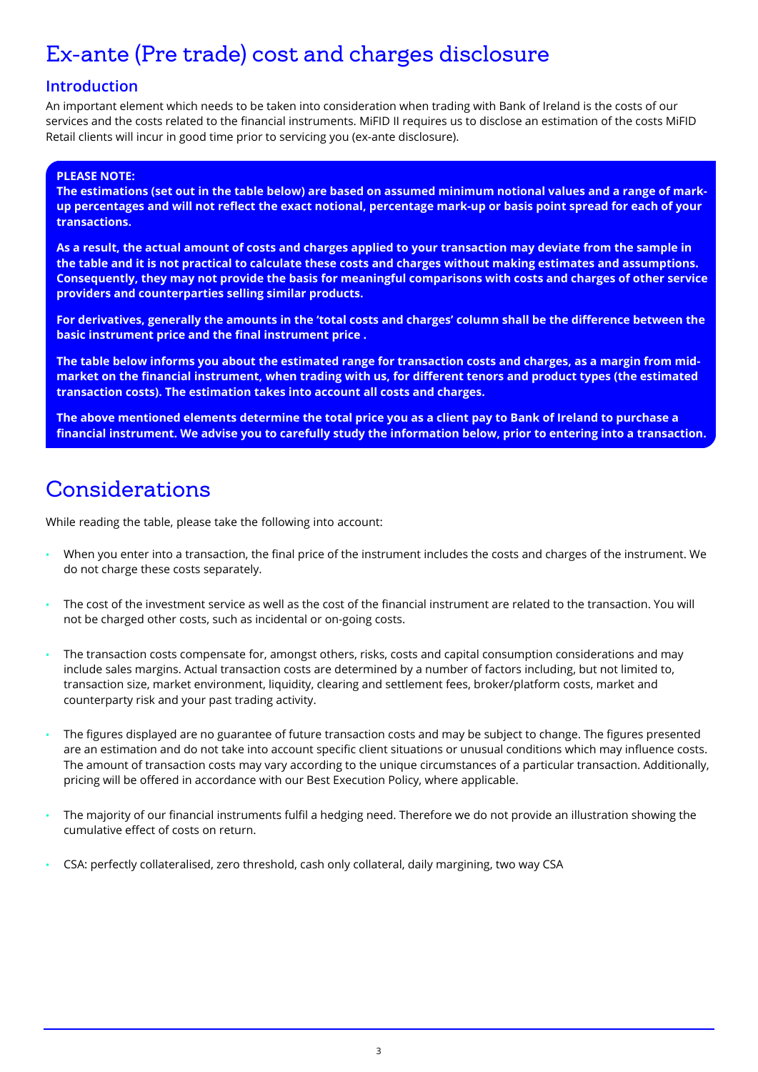# Ex-ante (Pre trade) cost and charges disclosure

## Introduction

An important element which needs to be taken into consideration when trading with Bank of Ireland is the costs of our services and the costs related to the financial instruments. MiFID II requires us to disclose an estimation of the costs MiFID Retail clients will incur in good time prior to servicing you (ex-ante disclosure).

**PLEASE NOTE:**

**The estimations (set out in the table below) are based on assumed minimum notional values and a range of mark-up percentages and will not reflect the exact notional, percentage mark-up or basis point spread for each of your transactions.**

**As a result, the actual amount of costs and charges applied to your transaction may deviate from the sample in the table and it is not practical to calculate these costs and charges without making estimates and assumptions. Consequently, they may not provide the basis for meaningful comparisons with costs and charges of other service providers and counterparties selling similar products.**

**For derivatives, generally the amounts in the 'total costs and charges' column shall be the difference between the basic instrument price and the final instrument price .**

**The table below informs you about the estimated range for transaction costs and charges, as a margin from mid-market on the financial instrument, when trading with us, for different tenors and product types (the estimated transaction costs). The estimation takes into account all costs and charges.**

**The above mentioned elements determine the total price you as a client pay to Bank of Ireland to purchase a financial instrument. We advise you to carefully study the information below, prior to entering into a transaction.**

# Considerations

While reading the table, please take the following into account:

- When you enter into a transaction, the final price of the instrument includes the costs and charges of the instrument. We do not charge these costs separately.
- The cost of the investment service as well as the cost of the financial instrument are related to the transaction. You will not be charged other costs, such as incidental or on-going costs.
- The transaction costs compensate for, amongst others, risks, costs and capital consumption considerations and may include sales margins. Actual transaction costs are determined by a number of factors including, but not limited to, transaction size, market environment, liquidity, clearing and settlement fees, broker/platform costs, market and counterparty risk and your past trading activity.
- The figures displayed are no guarantee of future transaction costs and may be subject to change. The figures presented are an estimation and do not take into account specific client situations or unusual conditions which may influence costs. The amount of transaction costs may vary according to the unique circumstances of a particular transaction. Additionally, pricing will be offered in accordance with our Best Execution Policy, where applicable.
- The majority of our financial instruments fulfil a hedging need. Therefore we do not provide an illustration showing the cumulative effect of costs on return.
- CSA: perfectly collateralised, zero threshold, cash only collateral, daily margining, two way CSA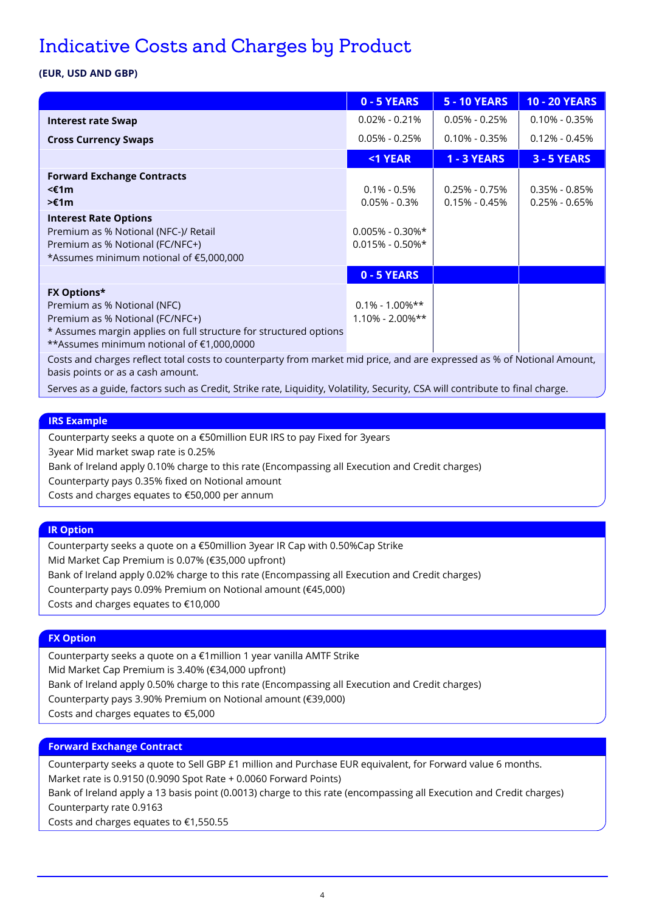# Indicative Costs and Charges by Product

**(EUR, USD AND GBP)**

| | 0 - 5 YEARS | 5 - 10 YEARS | 10 - 20 YEARS |
|---|---|---|---|
| **Interest rate Swap** | 0.02% - 0.21% | 0.05% - 0.25% | 0.10% - 0.35% |
| **Cross Currency Swaps** | 0.05% - 0.25% | 0.10% - 0.35% | 0.12% - 0.45% |
| | **<1 YEAR** | **1 - 3 YEARS** | **3 - 5 YEARS** |
| **Forward Exchange Contracts** | | | |
| **<€1m** | 0.1% - 0.5% | 0.25% - 0.75% | 0.35% - 0.85% |
| **>€1m** | 0.05% - 0.3% | 0.15% - 0.45% | 0.25% - 0.65% |
| **Interest Rate Options** | | | |
| Premium as % Notional (NFC-)/ Retail | 0.005% - 0.30%* | | |
| Premium as % Notional (FC/NFC+) | 0.015% - 0.50%* | | |
| *Assumes minimum notional of €5,000,000 | | | |
| | **0 - 5 YEARS** | | |
| **FX Options*** | | | |
| Premium as % Notional (NFC) | 0.1% - 1.00%** | | |
| Premium as % Notional (FC/NFC+) | 1.10% - 2.00%** | | |
| * Assumes margin applies on full structure for structured options | | | |
| **Assumes minimum notional of €1,000,0000 | | | |

Costs and charges reflect total costs to counterparty from market mid price, and are expressed as % of Notional Amount, basis points or as a cash amount.

Serves as a guide, factors such as Credit, Strike rate, Liquidity, Volatility, Security, CSA will contribute to final charge.

### IRS Example

Counterparty seeks a quote on a €50million EUR IRS to pay Fixed for 3years
3year Mid market swap rate is 0.25%
Bank of Ireland apply 0.10% charge to this rate (Encompassing all Execution and Credit charges)
Counterparty pays 0.35% fixed on Notional amount
Costs and charges equates to €50,000 per annum

### IR Option

Counterparty seeks a quote on a €50million 3year IR Cap with 0.50%Cap Strike
Mid Market Cap Premium is 0.07% (€35,000 upfront)
Bank of Ireland apply 0.02% charge to this rate (Encompassing all Execution and Credit charges)
Counterparty pays 0.09% Premium on Notional amount (€45,000)
Costs and charges equates to €10,000

### FX Option

Counterparty seeks a quote on a €1million 1 year vanilla AMTF Strike
Mid Market Cap Premium is 3.40% (€34,000 upfront)
Bank of Ireland apply 0.50% charge to this rate (Encompassing all Execution and Credit charges)
Counterparty pays 3.90% Premium on Notional amount (€39,000)
Costs and charges equates to €5,000

### Forward Exchange Contract

Counterparty seeks a quote to Sell GBP £1 million and Purchase EUR equivalent, for Forward value 6 months.
Market rate is 0.9150 (0.9090 Spot Rate + 0.0060 Forward Points)
Bank of Ireland apply a 13 basis point (0.0013) charge to this rate (encompassing all Execution and Credit charges)
Counterparty rate 0.9163
Costs and charges equates to €1,550.55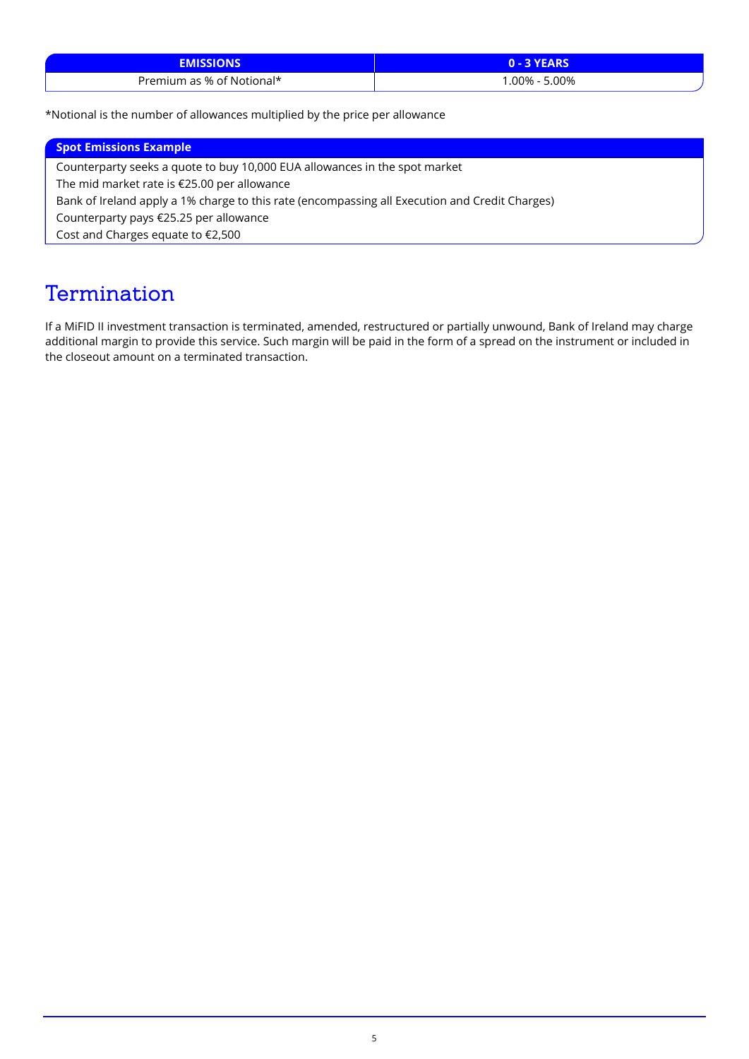| EMISSIONS | 0 - 3 YEARS |
|---|---|
| Premium as % of Notional* | 1.00% - 5.00% |

*Notional is the number of allowances multiplied by the price per allowance

| Spot Emissions Example |
|---|
| Counterparty seeks a quote to buy 10,000 EUA allowances in the spot market |
| The mid market rate is €25.00 per allowance |
| Bank of Ireland apply a 1% charge to this rate (encompassing all Execution and Credit Charges) |
| Counterparty pays €25.25 per allowance |
| Cost and Charges equate to €2,500 |

# Termination

If a MiFID II investment transaction is terminated, amended, restructured or partially unwound, Bank of Ireland may charge additional margin to provide this service. Such margin will be paid in the form of a spread on the instrument or included in the closeout amount on a terminated transaction.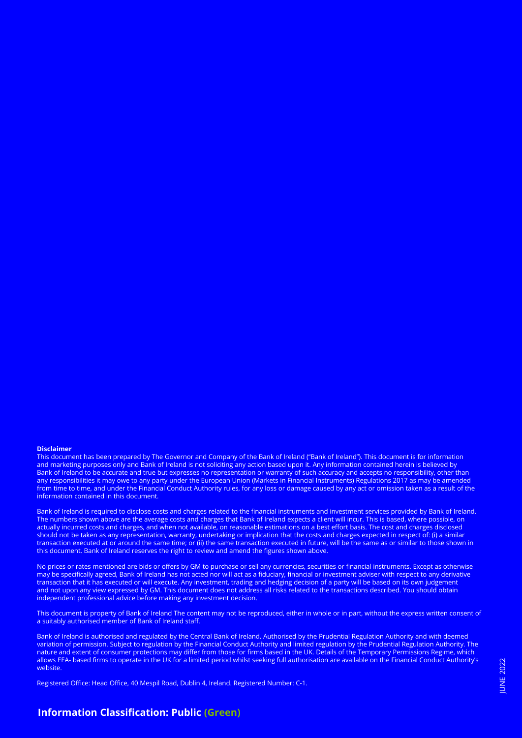**Disclaimer**

This document has been prepared by The Governor and Company of the Bank of Ireland ("Bank of Ireland"). This document is for information and marketing purposes only and Bank of Ireland is not soliciting any action based upon it. Any information contained herein is believed by Bank of Ireland to be accurate and true but expresses no representation or warranty of such accuracy and accepts no responsibility, other than any responsibilities it may owe to any party under the European Union (Markets in Financial Instruments) Regulations 2017 as may be amended from time to time, and under the Financial Conduct Authority rules, for any loss or damage caused by any act or omission taken as a result of the information contained in this document.

Bank of Ireland is required to disclose costs and charges related to the financial instruments and investment services provided by Bank of Ireland. The numbers shown above are the average costs and charges that Bank of Ireland expects a client will incur. This is based, where possible, on actually incurred costs and charges, and when not available, on reasonable estimations on a best effort basis. The cost and charges disclosed should not be taken as any representation, warranty, undertaking or implication that the costs and charges expected in respect of: (i) a similar transaction executed at or around the same time; or (ii) the same transaction executed in future, will be the same as or similar to those shown in this document. Bank of Ireland reserves the right to review and amend the figures shown above.

No prices or rates mentioned are bids or offers by GM to purchase or sell any currencies, securities or financial instruments. Except as otherwise may be specifically agreed, Bank of Ireland has not acted nor will act as a fiduciary, financial or investment adviser with respect to any derivative transaction that it has executed or will execute. Any investment, trading and hedging decision of a party will be based on its own judgement and not upon any view expressed by GM. This document does not address all risks related to the transactions described. You should obtain independent professional advice before making any investment decision.

This document is property of Bank of Ireland The content may not be reproduced, either in whole or in part, without the express written consent of a suitably authorised member of Bank of Ireland staff.

Bank of Ireland is authorised and regulated by the Central Bank of Ireland. Authorised by the Prudential Regulation Authority and with deemed variation of permission. Subject to regulation by the Financial Conduct Authority and limited regulation by the Prudential Regulation Authority. The nature and extent of consumer protections may differ from those for firms based in the UK. Details of the Temporary Permissions Regime, which allows EEA- based firms to operate in the UK for a limited period whilst seeking full authorisation are available on the Financial Conduct Authority's website.

Registered Office: Head Office, 40 Mespil Road, Dublin 4, Ireland. Registered Number: C-1.

JUNE 2022

**Information Classification: Public (Green)**